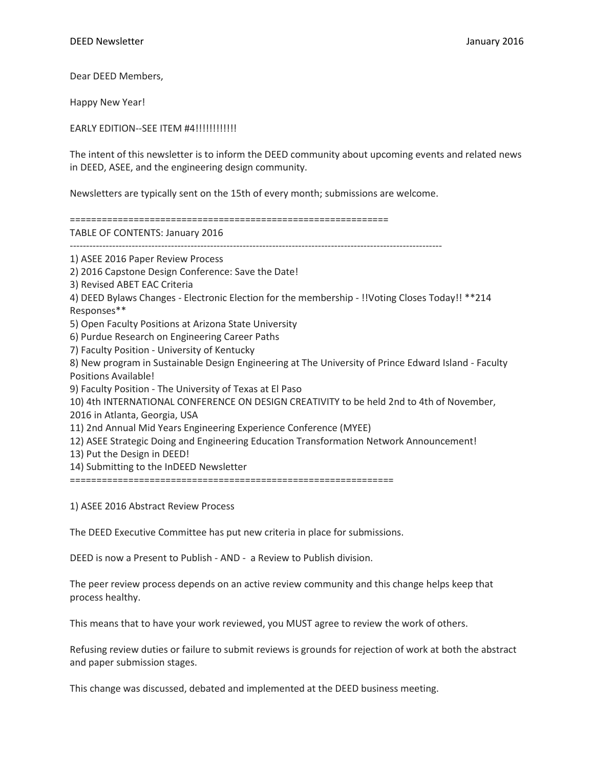DEED Newsletter January 2016

Dear DEED Members,

Happy New Year!

EARLY EDITION--SEE ITEM #4!!!!!!!!!!!!

The intent of this newsletter is to inform the DEED community about upcoming events and related news in DEED, ASEE, and the engineering design community.

Newsletters are typically sent on the 15th of every month; submissions are welcome.

============================================================

TABLE OF CONTENTS: January 2016

----------------------------------------------------------------------------------------------------------------

1) ASEE 2016 Paper Review Process
2) 2016 Capstone Design Conference: Save the Date!
3) Revised ABET EAC Criteria
4) DEED Bylaws Changes - Electronic Election for the membership - !!Voting Closes Today!! **214 Responses**
5) Open Faculty Positions at Arizona State University
6) Purdue Research on Engineering Career Paths
7) Faculty Position - University of Kentucky
8) New program in Sustainable Design Engineering at The University of Prince Edward Island - Faculty Positions Available!
9) Faculty Position - The University of Texas at El Paso
10) 4th INTERNATIONAL CONFERENCE ON DESIGN CREATIVITY to be held 2nd to 4th of November, 2016 in Atlanta, Georgia, USA
11) 2nd Annual Mid Years Engineering Experience Conference (MYEE)
12) ASEE Strategic Doing and Engineering Education Transformation Network Announcement!
13) Put the Design in DEED!
14) Submitting to the InDEED Newsletter

============================================================

1) ASEE 2016 Abstract Review Process

The DEED Executive Committee has put new criteria in place for submissions.

DEED is now a Present to Publish - AND - a Review to Publish division.

The peer review process depends on an active review community and this change helps keep that process healthy.

This means that to have your work reviewed, you MUST agree to review the work of others.

Refusing review duties or failure to submit reviews is grounds for rejection of work at both the abstract and paper submission stages.

This change was discussed, debated and implemented at the DEED business meeting.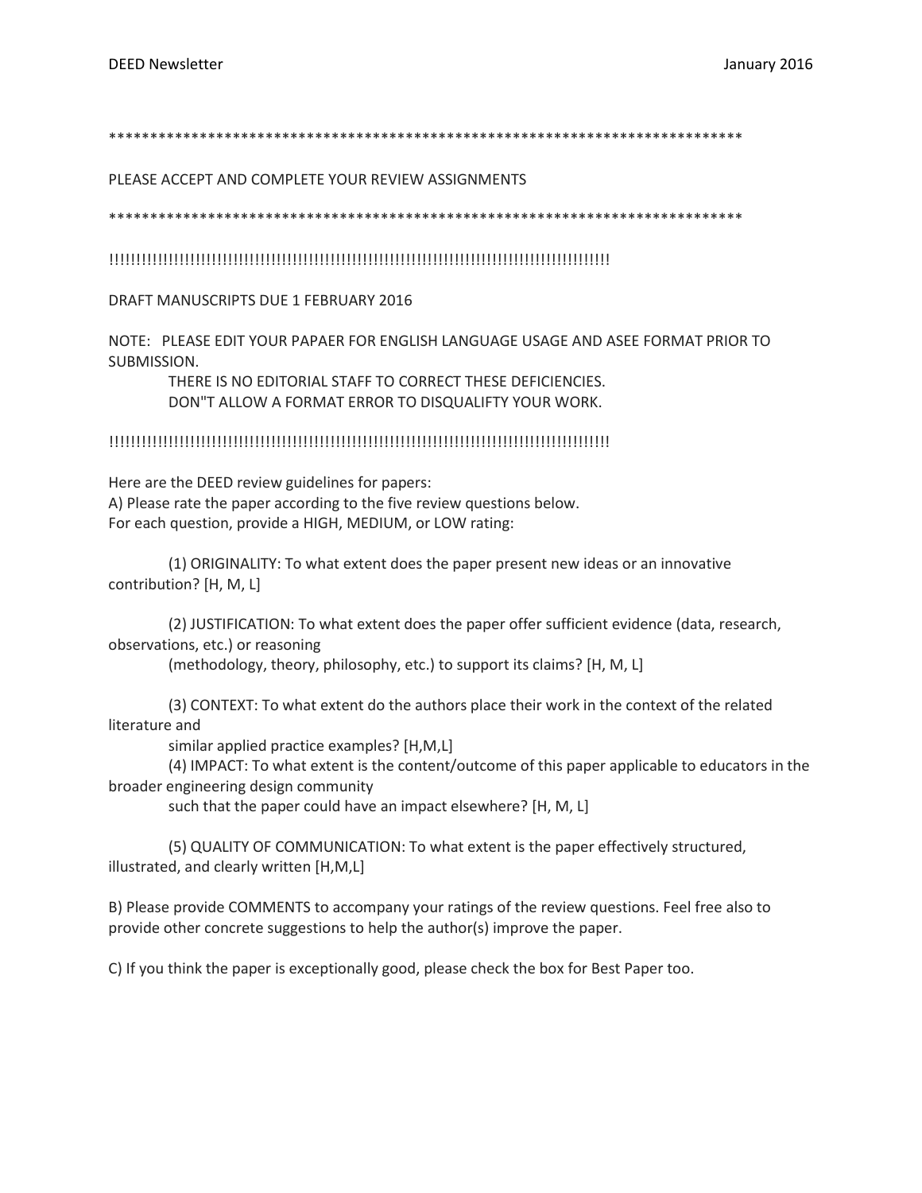*******************************************************************************

PLEASE ACCEPT AND COMPLETE YOUR REVIEW ASSIGNMENTS

*******************************************************************************

!!!!!!!!!!!!!!!!!!!!!!!!!!!!!!!!!!!!!!!!!!!!!!!!!!!!!!!!!!!!!!!!!!!!!!!!!!!!!!!!!!!!!!!!!!!!!!!

DRAFT MANUSCRIPTS DUE 1 FEBRUARY 2016

NOTE: PLEASE EDIT YOUR PAPAER FOR ENGLISH LANGUAGE USAGE AND ASEE FORMAT PRIOR TO SUBMISSION.

THERE IS NO EDITORIAL STAFF TO CORRECT THESE DEFICIENCIES.
DON"T ALLOW A FORMAT ERROR TO DISQUALIFTY YOUR WORK.

!!!!!!!!!!!!!!!!!!!!!!!!!!!!!!!!!!!!!!!!!!!!!!!!!!!!!!!!!!!!!!!!!!!!!!!!!!!!!!!!!!!!!!!!!!!!!!!

Here are the DEED review guidelines for papers:
A) Please rate the paper according to the five review questions below.
For each question, provide a HIGH, MEDIUM, or LOW rating:

(1) ORIGINALITY: To what extent does the paper present new ideas or an innovative contribution? [H, M, L]

(2) JUSTIFICATION: To what extent does the paper offer sufficient evidence (data, research, observations, etc.) or reasoning
(methodology, theory, philosophy, etc.) to support its claims? [H, M, L]

(3) CONTEXT: To what extent do the authors place their work in the context of the related literature and
similar applied practice examples? [H,M,L]

(4) IMPACT: To what extent is the content/outcome of this paper applicable to educators in the broader engineering design community
such that the paper could have an impact elsewhere? [H, M, L]

(5) QUALITY OF COMMUNICATION: To what extent is the paper effectively structured, illustrated, and clearly written [H,M,L]

B) Please provide COMMENTS to accompany your ratings of the review questions. Feel free also to provide other concrete suggestions to help the author(s) improve the paper.

C) If you think the paper is exceptionally good, please check the box for Best Paper too.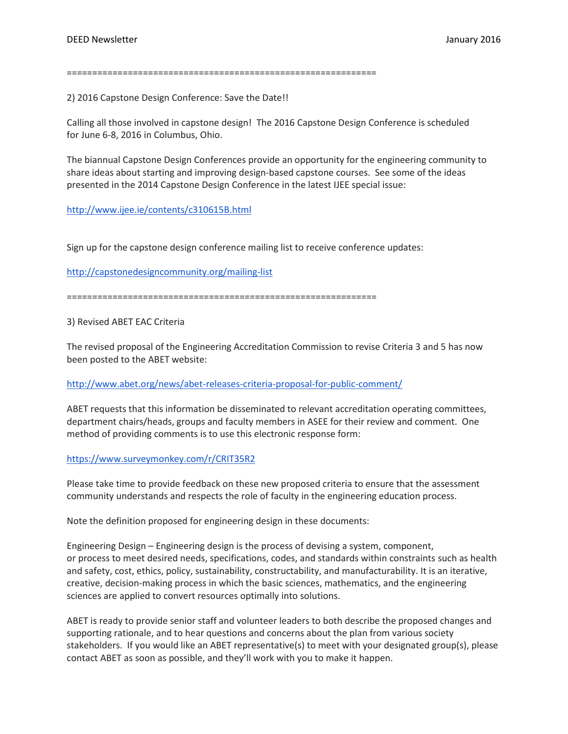==============================================================

2) 2016 Capstone Design Conference: Save the Date!!

Calling all those involved in capstone design! The 2016 Capstone Design Conference is scheduled for June 6-8, 2016 in Columbus, Ohio.

The biannual Capstone Design Conferences provide an opportunity for the engineering community to share ideas about starting and improving design-based capstone courses. See some of the ideas presented in the 2014 Capstone Design Conference in the latest IJEE special issue:

http://www.ijee.ie/contents/c310615B.html

Sign up for the capstone design conference mailing list to receive conference updates:

http://capstonedesigncommunity.org/mailing-list

==============================================================

3) Revised ABET EAC Criteria

The revised proposal of the Engineering Accreditation Commission to revise Criteria 3 and 5 has now been posted to the ABET website:

http://www.abet.org/news/abet-releases-criteria-proposal-for-public-comment/

ABET requests that this information be disseminated to relevant accreditation operating committees, department chairs/heads, groups and faculty members in ASEE for their review and comment. One method of providing comments is to use this electronic response form:

https://www.surveymonkey.com/r/CRIT35R2

Please take time to provide feedback on these new proposed criteria to ensure that the assessment community understands and respects the role of faculty in the engineering education process.

Note the definition proposed for engineering design in these documents:

Engineering Design – Engineering design is the process of devising a system, component, or process to meet desired needs, specifications, codes, and standards within constraints such as health and safety, cost, ethics, policy, sustainability, constructability, and manufacturability. It is an iterative, creative, decision-making process in which the basic sciences, mathematics, and the engineering sciences are applied to convert resources optimally into solutions.

ABET is ready to provide senior staff and volunteer leaders to both describe the proposed changes and supporting rationale, and to hear questions and concerns about the plan from various society stakeholders. If you would like an ABET representative(s) to meet with your designated group(s), please contact ABET as soon as possible, and they'll work with you to make it happen.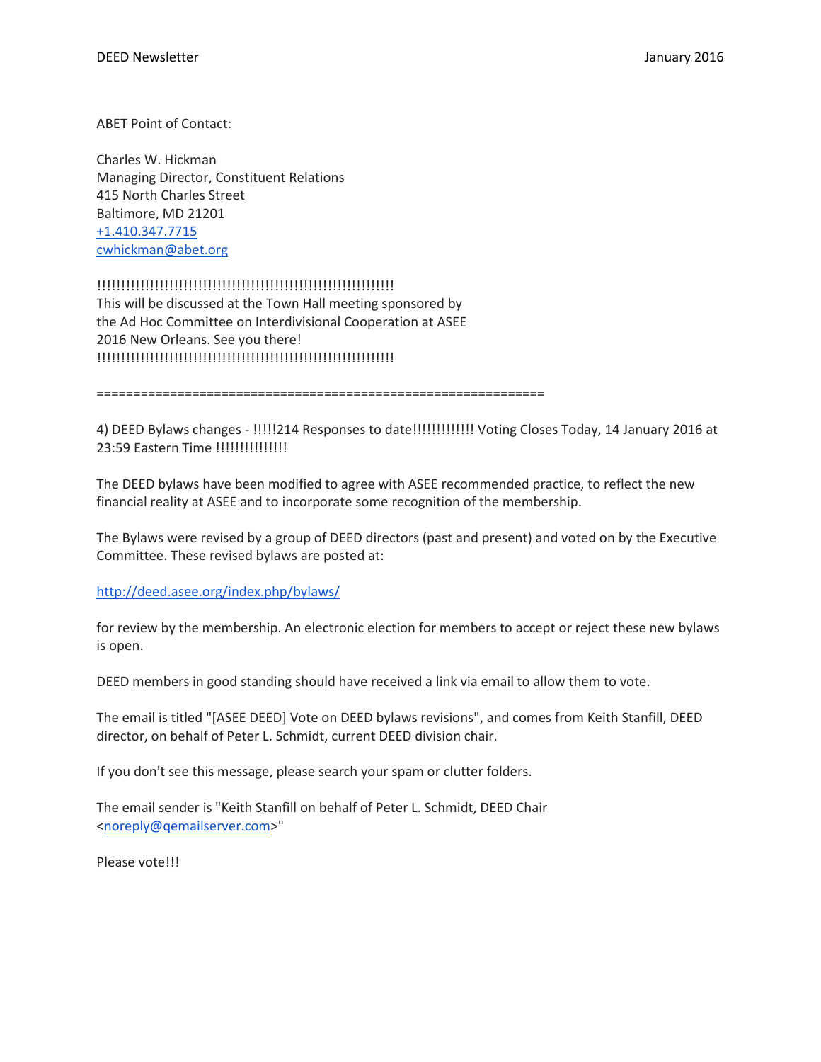ABET Point of Contact:

Charles W. Hickman
Managing Director, Constituent Relations
415 North Charles Street
Baltimore, MD 21201
+1.410.347.7715
cwhickman@abet.org

!!!!!!!!!!!!!!!!!!!!!!!!!!!!!!!!!!!!!!!!!!!!!!!!!!!!!!!!!!!!!!!
This will be discussed at the Town Hall meeting sponsored by the Ad Hoc Committee on Interdivisional Cooperation at ASEE 2016 New Orleans. See you there!
!!!!!!!!!!!!!!!!!!!!!!!!!!!!!!!!!!!!!!!!!!!!!!!!!!!!!!!!!!!!!!!

==============================================================

4) DEED Bylaws changes - !!!!!214 Responses to date!!!!!!!!!!!!! Voting Closes Today, 14 January 2016 at 23:59 Eastern Time !!!!!!!!!!!!!!

The DEED bylaws have been modified to agree with ASEE recommended practice, to reflect the new financial reality at ASEE and to incorporate some recognition of the membership.

The Bylaws were revised by a group of DEED directors (past and present) and voted on by the Executive Committee. These revised bylaws are posted at:

http://deed.asee.org/index.php/bylaws/

for review by the membership. An electronic election for members to accept or reject these new bylaws is open.

DEED members in good standing should have received a link via email to allow them to vote.

The email is titled "[ASEE DEED] Vote on DEED bylaws revisions", and comes from Keith Stanfill, DEED director, on behalf of Peter L. Schmidt, current DEED division chair.

If you don't see this message, please search your spam or clutter folders.

The email sender is "Keith Stanfill on behalf of Peter L. Schmidt, DEED Chair <noreply@qemailserver.com>"

Please vote!!!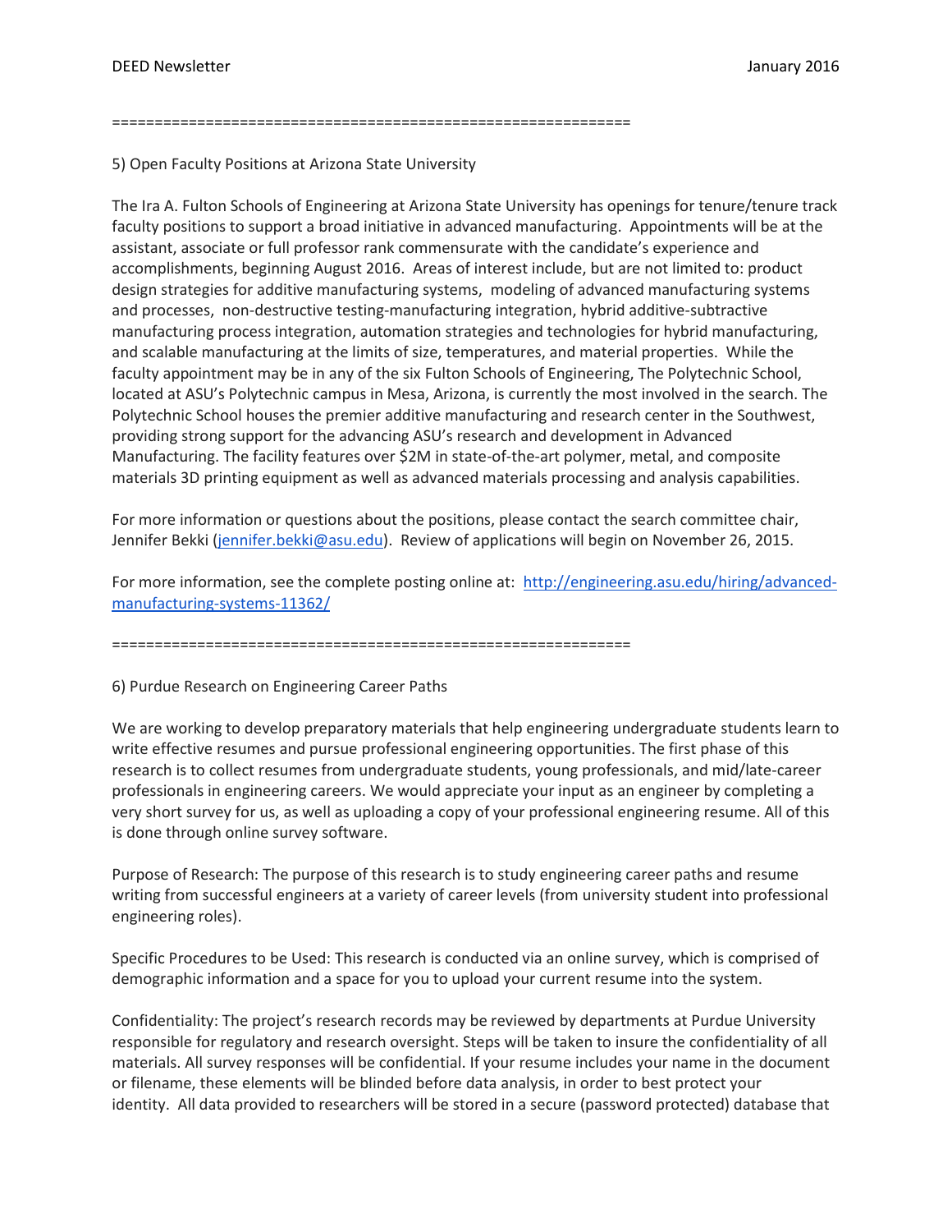============================================================

5) Open Faculty Positions at Arizona State University

The Ira A. Fulton Schools of Engineering at Arizona State University has openings for tenure/tenure track faculty positions to support a broad initiative in advanced manufacturing. Appointments will be at the assistant, associate or full professor rank commensurate with the candidate's experience and accomplishments, beginning August 2016. Areas of interest include, but are not limited to: product design strategies for additive manufacturing systems, modeling of advanced manufacturing systems and processes, non-destructive testing-manufacturing integration, hybrid additive-subtractive manufacturing process integration, automation strategies and technologies for hybrid manufacturing, and scalable manufacturing at the limits of size, temperatures, and material properties. While the faculty appointment may be in any of the six Fulton Schools of Engineering, The Polytechnic School, located at ASU's Polytechnic campus in Mesa, Arizona, is currently the most involved in the search. The Polytechnic School houses the premier additive manufacturing and research center in the Southwest, providing strong support for the advancing ASU's research and development in Advanced Manufacturing. The facility features over $2M in state-of-the-art polymer, metal, and composite materials 3D printing equipment as well as advanced materials processing and analysis capabilities.

For more information or questions about the positions, please contact the search committee chair, Jennifer Bekki (jennifer.bekki@asu.edu). Review of applications will begin on November 26, 2015.

For more information, see the complete posting online at: http://engineering.asu.edu/hiring/advanced-manufacturing-systems-11362/

============================================================

6) Purdue Research on Engineering Career Paths

We are working to develop preparatory materials that help engineering undergraduate students learn to write effective resumes and pursue professional engineering opportunities. The first phase of this research is to collect resumes from undergraduate students, young professionals, and mid/late-career professionals in engineering careers. We would appreciate your input as an engineer by completing a very short survey for us, as well as uploading a copy of your professional engineering resume. All of this is done through online survey software.

Purpose of Research: The purpose of this research is to study engineering career paths and resume writing from successful engineers at a variety of career levels (from university student into professional engineering roles).

Specific Procedures to be Used: This research is conducted via an online survey, which is comprised of demographic information and a space for you to upload your current resume into the system.

Confidentiality: The project's research records may be reviewed by departments at Purdue University responsible for regulatory and research oversight. Steps will be taken to insure the confidentiality of all materials. All survey responses will be confidential. If your resume includes your name in the document or filename, these elements will be blinded before data analysis, in order to best protect your identity. All data provided to researchers will be stored in a secure (password protected) database that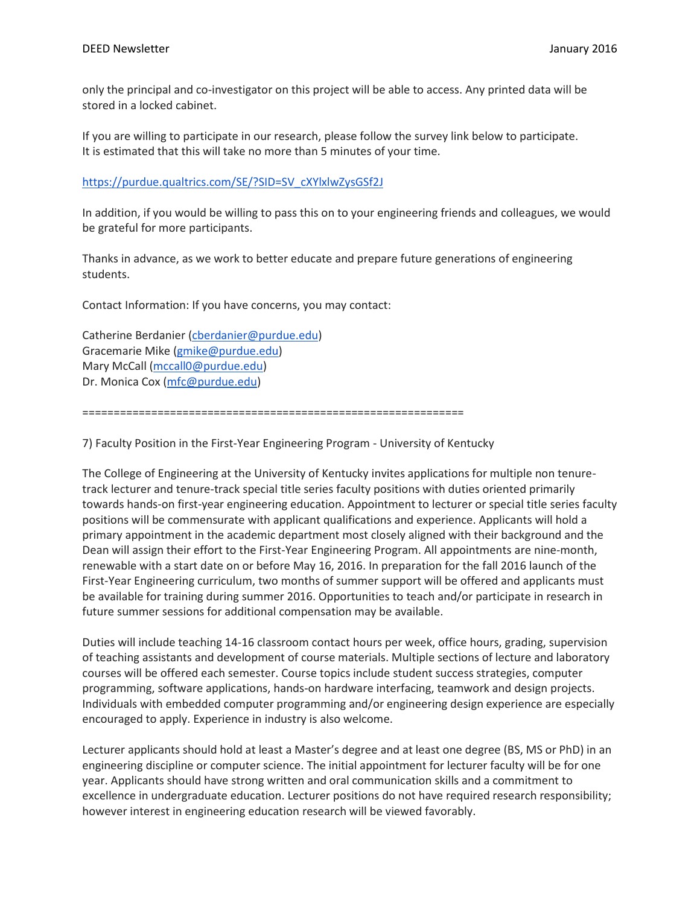only the principal and co-investigator on this project will be able to access. Any printed data will be stored in a locked cabinet.

If you are willing to participate in our research, please follow the survey link below to participate. It is estimated that this will take no more than 5 minutes of your time.

https://purdue.qualtrics.com/SE/?SID=SV_cXYlxlwZysGSf2J

In addition, if you would be willing to pass this on to your engineering friends and colleagues, we would be grateful for more participants.

Thanks in advance, as we work to better educate and prepare future generations of engineering students.

Contact Information: If you have concerns, you may contact:

Catherine Berdanier (cberdanier@purdue.edu)
Gracemarie Mike (gmike@purdue.edu)
Mary McCall (mccall0@purdue.edu)
Dr. Monica Cox (mfc@purdue.edu)

============================================================

7) Faculty Position in the First-Year Engineering Program - University of Kentucky

The College of Engineering at the University of Kentucky invites applications for multiple non tenure-track lecturer and tenure-track special title series faculty positions with duties oriented primarily towards hands-on first-year engineering education. Appointment to lecturer or special title series faculty positions will be commensurate with applicant qualifications and experience. Applicants will hold a primary appointment in the academic department most closely aligned with their background and the Dean will assign their effort to the First-Year Engineering Program. All appointments are nine-month, renewable with a start date on or before May 16, 2016. In preparation for the fall 2016 launch of the First-Year Engineering curriculum, two months of summer support will be offered and applicants must be available for training during summer 2016. Opportunities to teach and/or participate in research in future summer sessions for additional compensation may be available.

Duties will include teaching 14-16 classroom contact hours per week, office hours, grading, supervision of teaching assistants and development of course materials. Multiple sections of lecture and laboratory courses will be offered each semester. Course topics include student success strategies, computer programming, software applications, hands-on hardware interfacing, teamwork and design projects. Individuals with embedded computer programming and/or engineering design experience are especially encouraged to apply. Experience in industry is also welcome.

Lecturer applicants should hold at least a Master's degree and at least one degree (BS, MS or PhD) in an engineering discipline or computer science. The initial appointment for lecturer faculty will be for one year. Applicants should have strong written and oral communication skills and a commitment to excellence in undergraduate education. Lecturer positions do not have required research responsibility; however interest in engineering education research will be viewed favorably.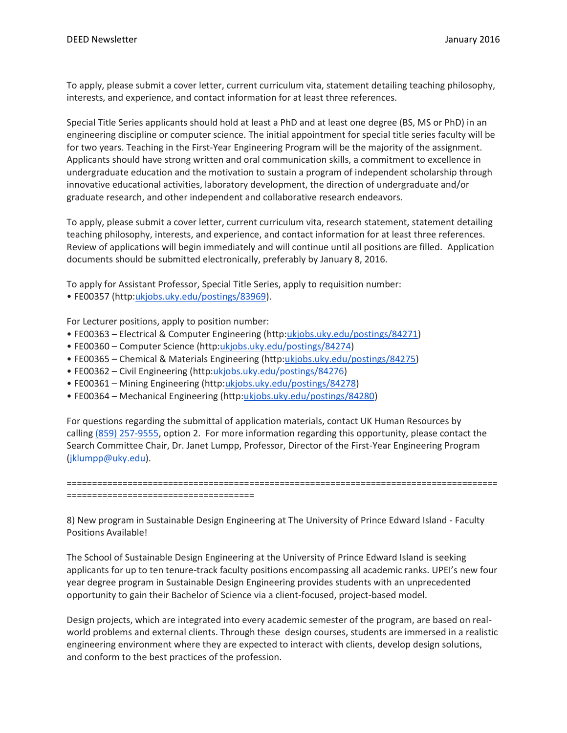To apply, please submit a cover letter, current curriculum vita, statement detailing teaching philosophy, interests, and experience, and contact information for at least three references.

Special Title Series applicants should hold at least a PhD and at least one degree (BS, MS or PhD) in an engineering discipline or computer science. The initial appointment for special title series faculty will be for two years. Teaching in the First-Year Engineering Program will be the majority of the assignment. Applicants should have strong written and oral communication skills, a commitment to excellence in undergraduate education and the motivation to sustain a program of independent scholarship through innovative educational activities, laboratory development, the direction of undergraduate and/or graduate research, and other independent and collaborative research endeavors.

To apply, please submit a cover letter, current curriculum vita, research statement, statement detailing teaching philosophy, interests, and experience, and contact information for at least three references. Review of applications will begin immediately and will continue until all positions are filled. Application documents should be submitted electronically, preferably by January 8, 2016.

To apply for Assistant Professor, Special Title Series, apply to requisition number:

- FE00357 (http:ukjobs.uky.edu/postings/83969).

For Lecturer positions, apply to position number:

- FE00363 – Electrical & Computer Engineering (http:ukjobs.uky.edu/postings/84271)
- FE00360 – Computer Science (http:ukjobs.uky.edu/postings/84274)
- FE00365 – Chemical & Materials Engineering (http:ukjobs.uky.edu/postings/84275)
- FE00362 – Civil Engineering (http:ukjobs.uky.edu/postings/84276)
- FE00361 – Mining Engineering (http:ukjobs.uky.edu/postings/84278)
- FE00364 – Mechanical Engineering (http:ukjobs.uky.edu/postings/84280)

For questions regarding the submittal of application materials, contact UK Human Resources by calling (859) 257-9555, option 2. For more information regarding this opportunity, please contact the Search Committee Chair, Dr. Janet Lumpp, Professor, Director of the First-Year Engineering Program (jklumpp@uky.edu).

========================================================================================================================

8) New program in Sustainable Design Engineering at The University of Prince Edward Island - Faculty Positions Available!

The School of Sustainable Design Engineering at the University of Prince Edward Island is seeking applicants for up to ten tenure-track faculty positions encompassing all academic ranks. UPEI's new four year degree program in Sustainable Design Engineering provides students with an unprecedented opportunity to gain their Bachelor of Science via a client-focused, project-based model.

Design projects, which are integrated into every academic semester of the program, are based on real-world problems and external clients. Through these design courses, students are immersed in a realistic engineering environment where they are expected to interact with clients, develop design solutions, and conform to the best practices of the profession.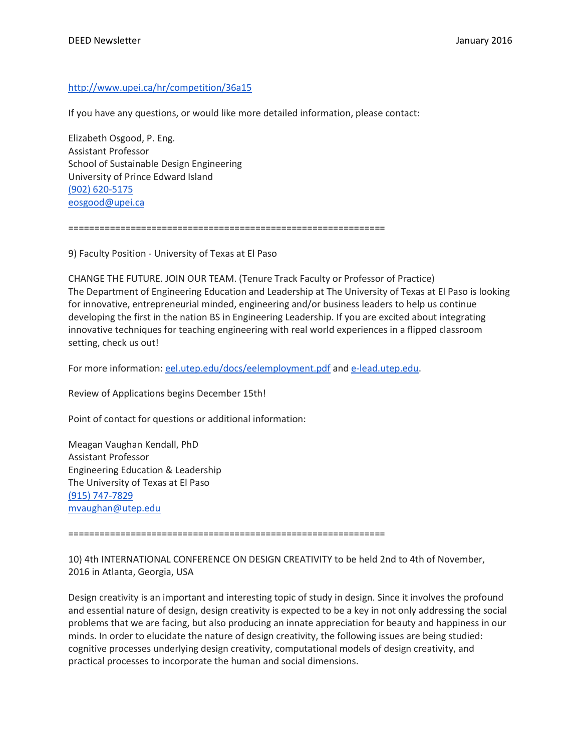http://www.upei.ca/hr/competition/36a15

If you have any questions, or would like more detailed information, please contact:

Elizabeth Osgood, P. Eng.
Assistant Professor
School of Sustainable Design Engineering
University of Prince Edward Island
(902) 620-5175
eosgood@upei.ca

============================================================

9) Faculty Position - University of Texas at El Paso

CHANGE THE FUTURE. JOIN OUR TEAM. (Tenure Track Faculty or Professor of Practice)
The Department of Engineering Education and Leadership at The University of Texas at El Paso is looking for innovative, entrepreneurial minded, engineering and/or business leaders to help us continue developing the first in the nation BS in Engineering Leadership. If you are excited about integrating innovative techniques for teaching engineering with real world experiences in a flipped classroom setting, check us out!

For more information: eel.utep.edu/docs/eelemployment.pdf and e-lead.utep.edu.

Review of Applications begins December 15th!

Point of contact for questions or additional information:

Meagan Vaughan Kendall, PhD
Assistant Professor
Engineering Education & Leadership
The University of Texas at El Paso
(915) 747-7829
mvaughan@utep.edu

============================================================

10) 4th INTERNATIONAL CONFERENCE ON DESIGN CREATIVITY to be held 2nd to 4th of November, 2016 in Atlanta, Georgia, USA

Design creativity is an important and interesting topic of study in design. Since it involves the profound and essential nature of design, design creativity is expected to be a key in not only addressing the social problems that we are facing, but also producing an innate appreciation for beauty and happiness in our minds. In order to elucidate the nature of design creativity, the following issues are being studied: cognitive processes underlying design creativity, computational models of design creativity, and practical processes to incorporate the human and social dimensions.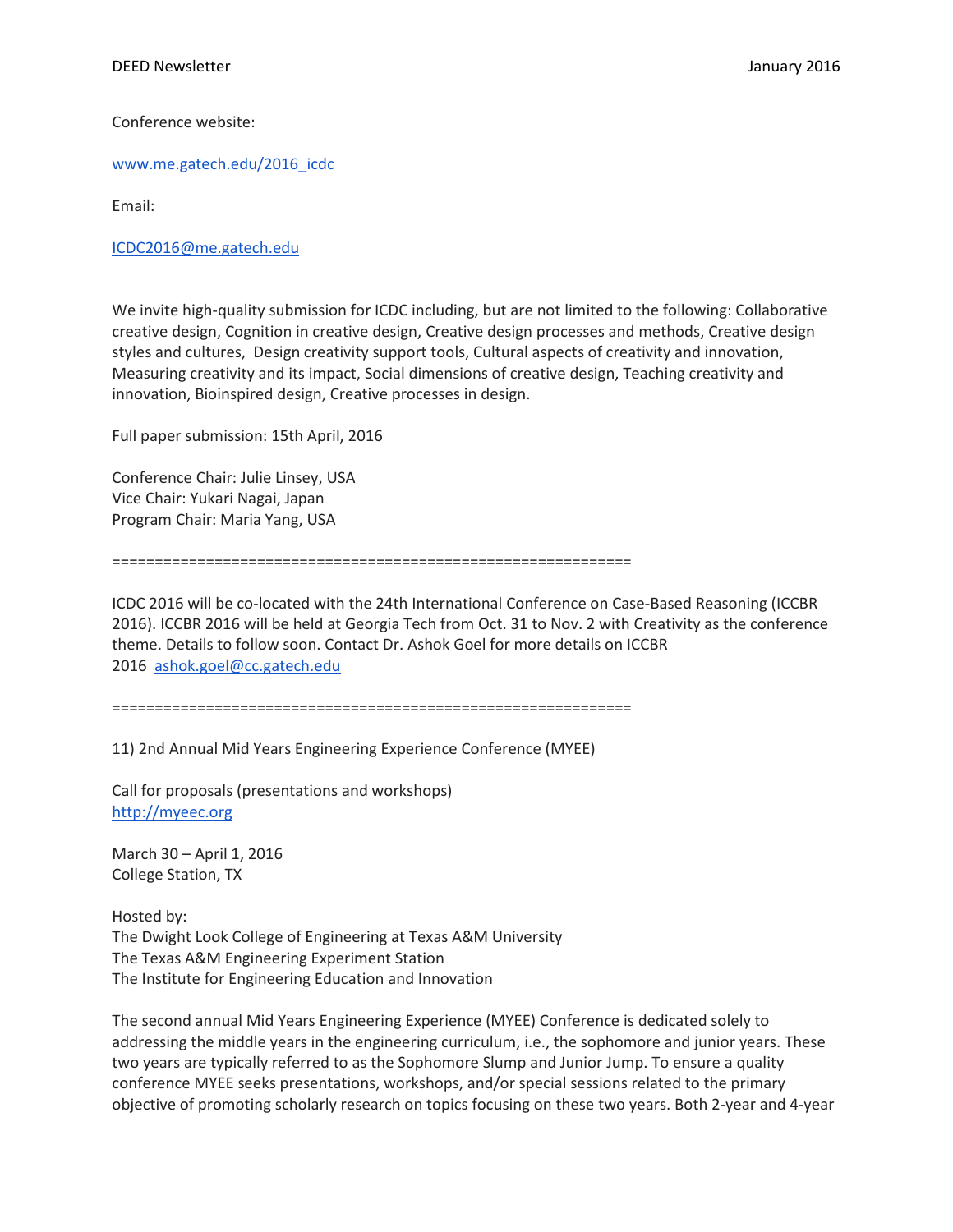Conference website:

[www.me.gatech.edu/2016_icdc](www.me.gatech.edu/2016_icdc)

Email:

[ICDC2016@me.gatech.edu](mailto:ICDC2016@me.gatech.edu)

We invite high-quality submission for ICDC including, but are not limited to the following: Collaborative creative design, Cognition in creative design, Creative design processes and methods, Creative design styles and cultures, Design creativity support tools, Cultural aspects of creativity and innovation, Measuring creativity and its impact, Social dimensions of creative design, Teaching creativity and innovation, Bioinspired design, Creative processes in design.

Full paper submission: 15th April, 2016

Conference Chair: Julie Linsey, USA
Vice Chair: Yukari Nagai, Japan
Program Chair: Maria Yang, USA

=============================================================

ICDC 2016 will be co-located with the 24th International Conference on Case-Based Reasoning (ICCBR 2016). ICCBR 2016 will be held at Georgia Tech from Oct. 31 to Nov. 2 with Creativity as the conference theme. Details to follow soon. Contact Dr. Ashok Goel for more details on ICCBR 2016 [ashok.goel@cc.gatech.edu](mailto:ashok.goel@cc.gatech.edu)

=============================================================

11) 2nd Annual Mid Years Engineering Experience Conference (MYEE)

Call for proposals (presentations and workshops)
[http://myeec.org](http://myeec.org)

March 30 – April 1, 2016
College Station, TX

Hosted by:
The Dwight Look College of Engineering at Texas A&M University
The Texas A&M Engineering Experiment Station
The Institute for Engineering Education and Innovation

The second annual Mid Years Engineering Experience (MYEE) Conference is dedicated solely to addressing the middle years in the engineering curriculum, i.e., the sophomore and junior years. These two years are typically referred to as the Sophomore Slump and Junior Jump. To ensure a quality conference MYEE seeks presentations, workshops, and/or special sessions related to the primary objective of promoting scholarly research on topics focusing on these two years. Both 2-year and 4-year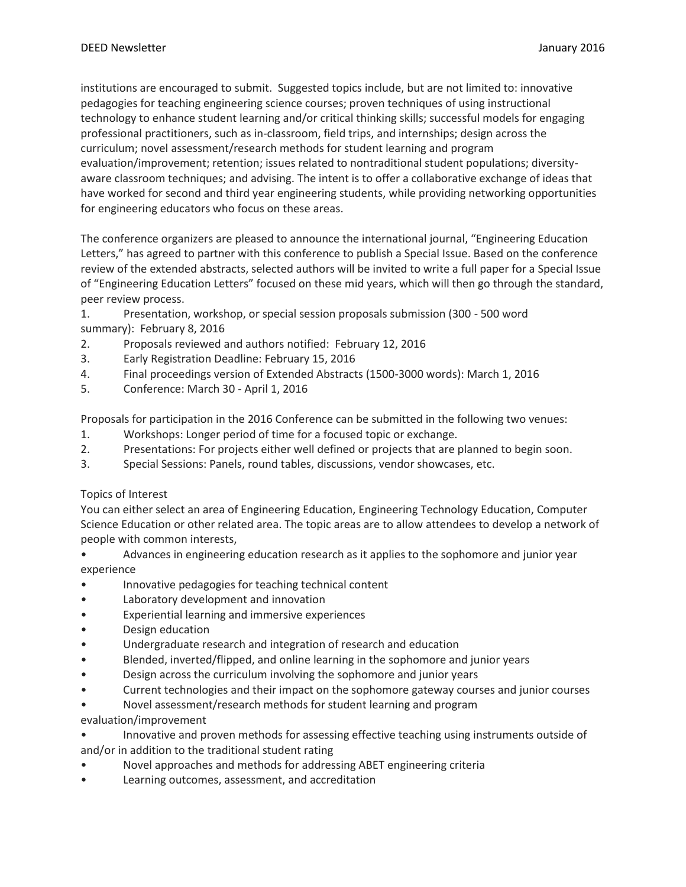institutions are encouraged to submit. Suggested topics include, but are not limited to: innovative pedagogies for teaching engineering science courses; proven techniques of using instructional technology to enhance student learning and/or critical thinking skills; successful models for engaging professional practitioners, such as in-classroom, field trips, and internships; design across the curriculum; novel assessment/research methods for student learning and program evaluation/improvement; retention; issues related to nontraditional student populations; diversity-aware classroom techniques; and advising. The intent is to offer a collaborative exchange of ideas that have worked for second and third year engineering students, while providing networking opportunities for engineering educators who focus on these areas.

The conference organizers are pleased to announce the international journal, "Engineering Education Letters," has agreed to partner with this conference to publish a Special Issue. Based on the conference review of the extended abstracts, selected authors will be invited to write a full paper for a Special Issue of "Engineering Education Letters" focused on these mid years, which will then go through the standard, peer review process.

1. Presentation, workshop, or special session proposals submission (300 - 500 word summary): February 8, 2016
2. Proposals reviewed and authors notified: February 12, 2016
3. Early Registration Deadline: February 15, 2016
4. Final proceedings version of Extended Abstracts (1500-3000 words): March 1, 2016
5. Conference: March 30 - April 1, 2016

Proposals for participation in the 2016 Conference can be submitted in the following two venues:

1. Workshops: Longer period of time for a focused topic or exchange.
2. Presentations: For projects either well defined or projects that are planned to begin soon.
3. Special Sessions: Panels, round tables, discussions, vendor showcases, etc.

Topics of Interest

You can either select an area of Engineering Education, Engineering Technology Education, Computer Science Education or other related area. The topic areas are to allow attendees to develop a network of people with common interests,

- Advances in engineering education research as it applies to the sophomore and junior year experience
- Innovative pedagogies for teaching technical content
- Laboratory development and innovation
- Experiential learning and immersive experiences
- Design education
- Undergraduate research and integration of research and education
- Blended, inverted/flipped, and online learning in the sophomore and junior years
- Design across the curriculum involving the sophomore and junior years
- Current technologies and their impact on the sophomore gateway courses and junior courses
- Novel assessment/research methods for student learning and program evaluation/improvement
- Innovative and proven methods for assessing effective teaching using instruments outside of and/or in addition to the traditional student rating
- Novel approaches and methods for addressing ABET engineering criteria
- Learning outcomes, assessment, and accreditation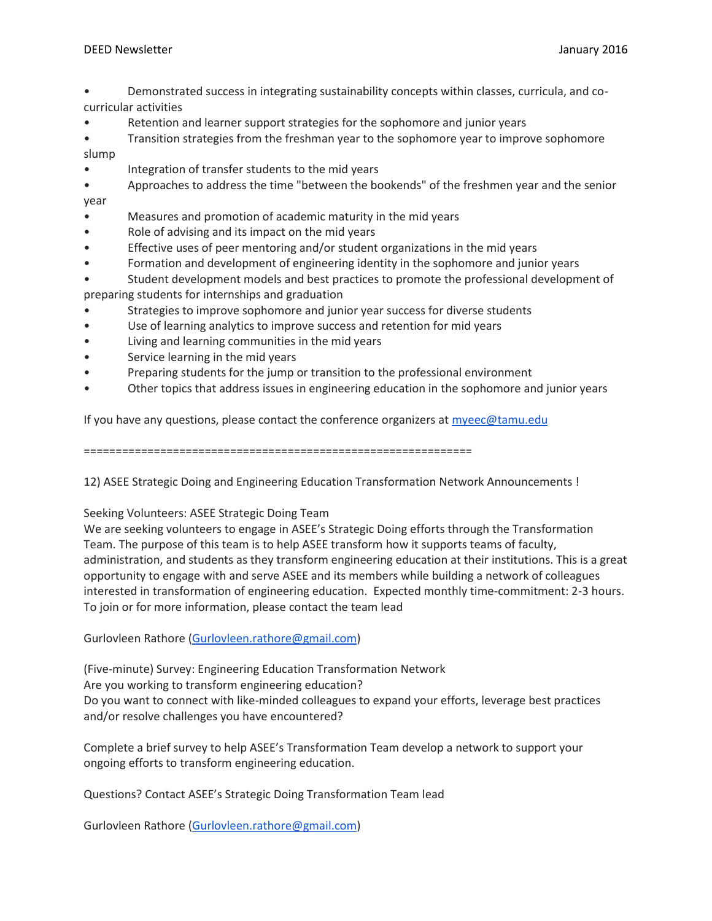- Demonstrated success in integrating sustainability concepts within classes, curricula, and co-curricular activities
- Retention and learner support strategies for the sophomore and junior years
- Transition strategies from the freshman year to the sophomore year to improve sophomore slump
- Integration of transfer students to the mid years
- Approaches to address the time "between the bookends" of the freshmen year and the senior year
- Measures and promotion of academic maturity in the mid years
- Role of advising and its impact on the mid years
- Effective uses of peer mentoring and/or student organizations in the mid years
- Formation and development of engineering identity in the sophomore and junior years
- Student development models and best practices to promote the professional development of preparing students for internships and graduation
- Strategies to improve sophomore and junior year success for diverse students
- Use of learning analytics to improve success and retention for mid years
- Living and learning communities in the mid years
- Service learning in the mid years
- Preparing students for the jump or transition to the professional environment
- Other topics that address issues in engineering education in the sophomore and junior years

If you have any questions, please contact the conference organizers at myeec@tamu.edu

============================================================

12) ASEE Strategic Doing and Engineering Education Transformation Network Announcements !

Seeking Volunteers: ASEE Strategic Doing Team
We are seeking volunteers to engage in ASEE's Strategic Doing efforts through the Transformation Team. The purpose of this team is to help ASEE transform how it supports teams of faculty, administration, and students as they transform engineering education at their institutions. This is a great opportunity to engage with and serve ASEE and its members while building a network of colleagues interested in transformation of engineering education. Expected monthly time-commitment: 2-3 hours. To join or for more information, please contact the team lead

Gurlovleen Rathore (Gurlovleen.rathore@gmail.com)

(Five-minute) Survey: Engineering Education Transformation Network
Are you working to transform engineering education?
Do you want to connect with like-minded colleagues to expand your efforts, leverage best practices and/or resolve challenges you have encountered?

Complete a brief survey to help ASEE's Transformation Team develop a network to support your ongoing efforts to transform engineering education.

Questions? Contact ASEE's Strategic Doing Transformation Team lead

Gurlovleen Rathore (Gurlovleen.rathore@gmail.com)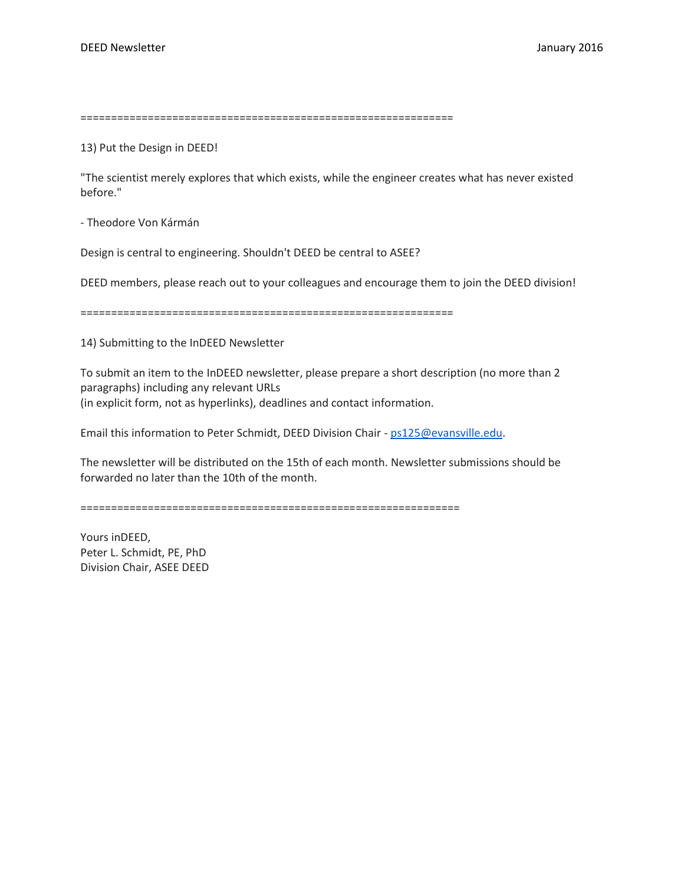============================================================

13) Put the Design in DEED!

"The scientist merely explores that which exists, while the engineer creates what has never existed before."

- Theodore Von Kármán

Design is central to engineering. Shouldn't DEED be central to ASEE?

DEED members, please reach out to your colleagues and encourage them to join the DEED division!

============================================================

14) Submitting to the InDEED Newsletter

To submit an item to the InDEED newsletter, please prepare a short description (no more than 2 paragraphs) including any relevant URLs
(in explicit form, not as hyperlinks), deadlines and contact information.

Email this information to Peter Schmidt, DEED Division Chair - ps125@evansville.edu.

The newsletter will be distributed on the 15th of each month. Newsletter submissions should be forwarded no later than the 10th of the month.

=============================================================

Yours inDEED,  
Peter L. Schmidt, PE, PhD  
Division Chair, ASEE DEED